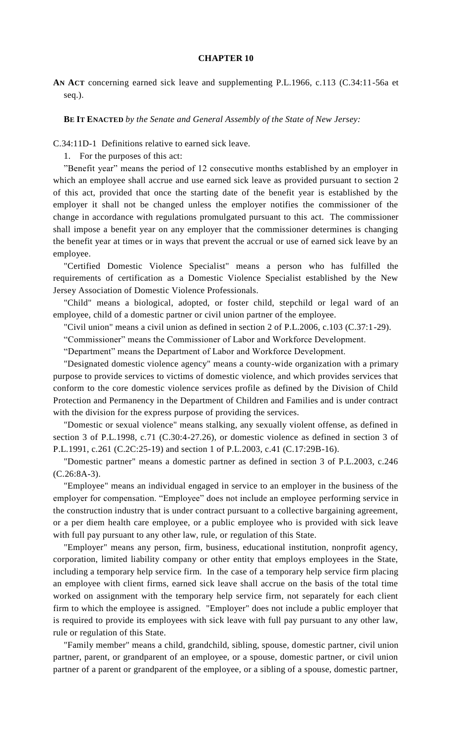# CHAPTER 10

**AN ACT** concerning earned sick leave and supplementing P.L.1966, c.113 (C.34:11-56a et seq.).

**BE IT ENACTED** *by the Senate and General Assembly of the State of New Jersey:*

C.34:11D-1 Definitions relative to earned sick leave.

1. For the purposes of this act:

"Benefit year" means the period of 12 consecutive months established by an employer in which an employee shall accrue and use earned sick leave as provided pursuant to section 2 of this act, provided that once the starting date of the benefit year is established by the employer it shall not be changed unless the employer notifies the commissioner of the change in accordance with regulations promulgated pursuant to this act. The commissioner shall impose a benefit year on any employer that the commissioner determines is changing the benefit year at times or in ways that prevent the accrual or use of earned sick leave by an employee.

"Certified Domestic Violence Specialist" means a person who has fulfilled the requirements of certification as a Domestic Violence Specialist established by the New Jersey Association of Domestic Violence Professionals.

"Child" means a biological, adopted, or foster child, stepchild or legal ward of an employee, child of a domestic partner or civil union partner of the employee.

"Civil union" means a civil union as defined in section 2 of P.L.2006, c.103 (C.37:1-29).

"Commissioner" means the Commissioner of Labor and Workforce Development.

"Department" means the Department of Labor and Workforce Development.

"Designated domestic violence agency" means a county-wide organization with a primary purpose to provide services to victims of domestic violence, and which provides services that conform to the core domestic violence services profile as defined by the Division of Child Protection and Permanency in the Department of Children and Families and is under contract with the division for the express purpose of providing the services.

"Domestic or sexual violence" means stalking, any sexually violent offense, as defined in section 3 of P.L.1998, c.71 (C.30:4-27.26), or domestic violence as defined in section 3 of P.L.1991, c.261 (C.2C:25-19) and section 1 of P.L.2003, c.41 (C.17:29B-16).

"Domestic partner" means a domestic partner as defined in section 3 of P.L.2003, c.246 (C.26:8A-3).

"Employee" means an individual engaged in service to an employer in the business of the employer for compensation. "Employee" does not include an employee performing service in the construction industry that is under contract pursuant to a collective bargaining agreement, or a per diem health care employee, or a public employee who is provided with sick leave with full pay pursuant to any other law, rule, or regulation of this State.

"Employer" means any person, firm, business, educational institution, nonprofit agency, corporation, limited liability company or other entity that employs employees in the State, including a temporary help service firm. In the case of a temporary help service firm placing an employee with client firms, earned sick leave shall accrue on the basis of the total time worked on assignment with the temporary help service firm, not separately for each client firm to which the employee is assigned. "Employer" does not include a public employer that is required to provide its employees with sick leave with full pay pursuant to any other law, rule or regulation of this State.

"Family member" means a child, grandchild, sibling, spouse, domestic partner, civil union partner, parent, or grandparent of an employee, or a spouse, domestic partner, or civil union partner of a parent or grandparent of the employee, or a sibling of a spouse, domestic partner,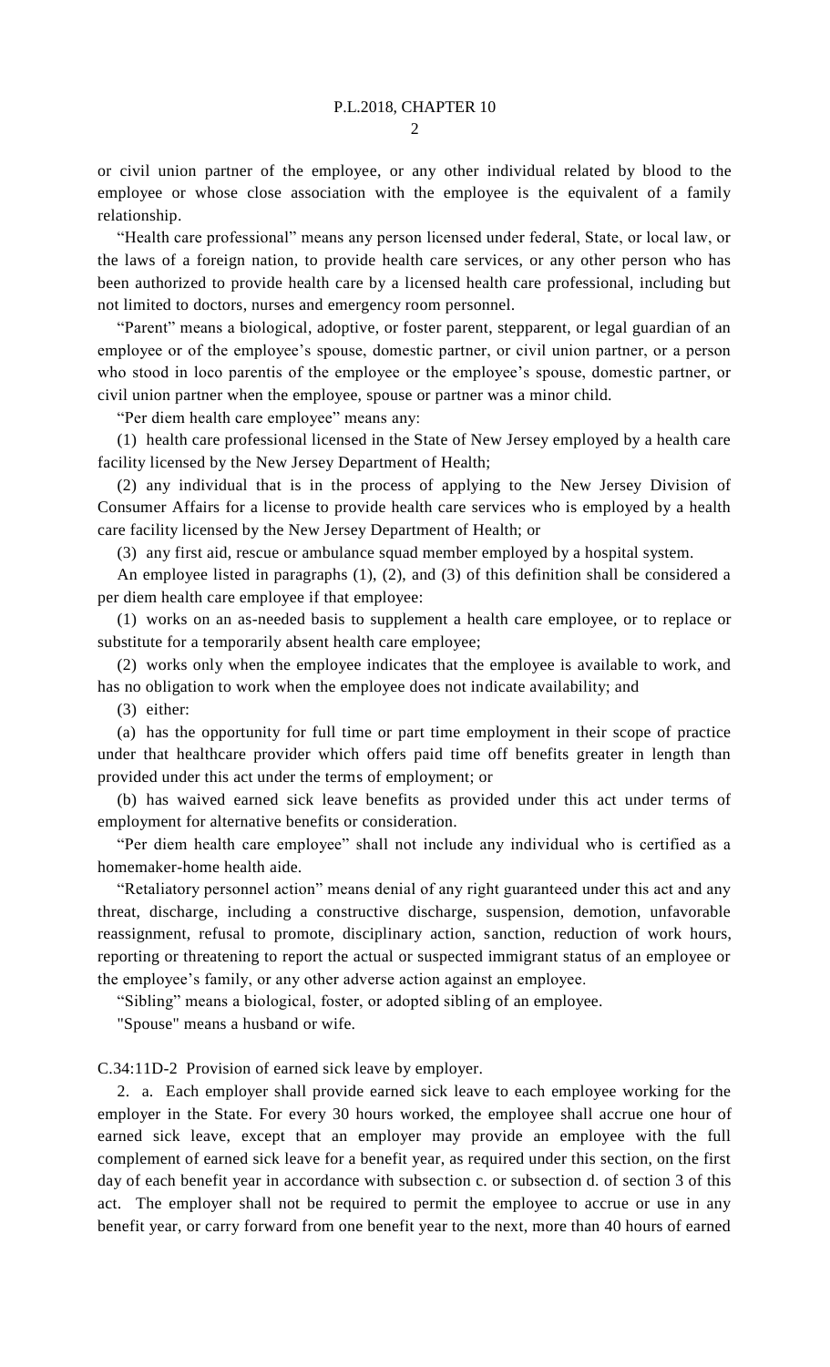or civil union partner of the employee, or any other individual related by blood to the employee or whose close association with the employee is the equivalent of a family relationship.

"Health care professional" means any person licensed under federal, State, or local law, or the laws of a foreign nation, to provide health care services, or any other person who has been authorized to provide health care by a licensed health care professional, including but not limited to doctors, nurses and emergency room personnel.

"Parent" means a biological, adoptive, or foster parent, stepparent, or legal guardian of an employee or of the employee's spouse, domestic partner, or civil union partner, or a person who stood in loco parentis of the employee or the employee's spouse, domestic partner, or civil union partner when the employee, spouse or partner was a minor child.

"Per diem health care employee" means any:

(1) health care professional licensed in the State of New Jersey employed by a health care facility licensed by the New Jersey Department of Health;

(2) any individual that is in the process of applying to the New Jersey Division of Consumer Affairs for a license to provide health care services who is employed by a health care facility licensed by the New Jersey Department of Health; or

(3) any first aid, rescue or ambulance squad member employed by a hospital system.

An employee listed in paragraphs (1), (2), and (3) of this definition shall be considered a per diem health care employee if that employee:

(1) works on an as-needed basis to supplement a health care employee, or to replace or substitute for a temporarily absent health care employee;

(2) works only when the employee indicates that the employee is available to work, and has no obligation to work when the employee does not indicate availability; and

(3) either:

(a) has the opportunity for full time or part time employment in their scope of practice under that healthcare provider which offers paid time off benefits greater in length than provided under this act under the terms of employment; or

(b) has waived earned sick leave benefits as provided under this act under terms of employment for alternative benefits or consideration.

"Per diem health care employee" shall not include any individual who is certified as a homemaker-home health aide.

"Retaliatory personnel action" means denial of any right guaranteed under this act and any threat, discharge, including a constructive discharge, suspension, demotion, unfavorable reassignment, refusal to promote, disciplinary action, sanction, reduction of work hours, reporting or threatening to report the actual or suspected immigrant status of an employee or the employee's family, or any other adverse action against an employee.

"Sibling" means a biological, foster, or adopted sibling of an employee.

"Spouse" means a husband or wife.

C.34:11D-2 Provision of earned sick leave by employer.

2. a. Each employer shall provide earned sick leave to each employee working for the employer in the State. For every 30 hours worked, the employee shall accrue one hour of earned sick leave, except that an employer may provide an employee with the full complement of earned sick leave for a benefit year, as required under this section, on the first day of each benefit year in accordance with subsection c. or subsection d. of section 3 of this act. The employer shall not be required to permit the employee to accrue or use in any benefit year, or carry forward from one benefit year to the next, more than 40 hours of earned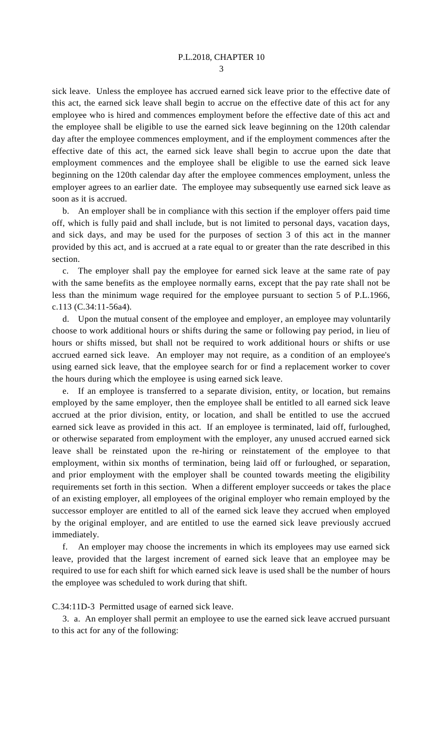sick leave. Unless the employee has accrued earned sick leave prior to the effective date of this act, the earned sick leave shall begin to accrue on the effective date of this act for any employee who is hired and commences employment before the effective date of this act and the employee shall be eligible to use the earned sick leave beginning on the 120th calendar day after the employee commences employment, and if the employment commences after the effective date of this act, the earned sick leave shall begin to accrue upon the date that employment commences and the employee shall be eligible to use the earned sick leave beginning on the 120th calendar day after the employee commences employment, unless the employer agrees to an earlier date. The employee may subsequently use earned sick leave as soon as it is accrued.

b. An employer shall be in compliance with this section if the employer offers paid time off, which is fully paid and shall include, but is not limited to personal days, vacation days, and sick days, and may be used for the purposes of section 3 of this act in the manner provided by this act, and is accrued at a rate equal to or greater than the rate described in this section.

c. The employer shall pay the employee for earned sick leave at the same rate of pay with the same benefits as the employee normally earns, except that the pay rate shall not be less than the minimum wage required for the employee pursuant to section 5 of P.L.1966, c.113 (C.34:11-56a4).

d. Upon the mutual consent of the employee and employer, an employee may voluntarily choose to work additional hours or shifts during the same or following pay period, in lieu of hours or shifts missed, but shall not be required to work additional hours or shifts or use accrued earned sick leave. An employer may not require, as a condition of an employee's using earned sick leave, that the employee search for or find a replacement worker to cover the hours during which the employee is using earned sick leave.

e. If an employee is transferred to a separate division, entity, or location, but remains employed by the same employer, then the employee shall be entitled to all earned sick leave accrued at the prior division, entity, or location, and shall be entitled to use the accrued earned sick leave as provided in this act. If an employee is terminated, laid off, furloughed, or otherwise separated from employment with the employer, any unused accrued earned sick leave shall be reinstated upon the re-hiring or reinstatement of the employee to that employment, within six months of termination, being laid off or furloughed, or separation, and prior employment with the employer shall be counted towards meeting the eligibility requirements set forth in this section. When a different employer succeeds or takes the place of an existing employer, all employees of the original employer who remain employed by the successor employer are entitled to all of the earned sick leave they accrued when employed by the original employer, and are entitled to use the earned sick leave previously accrued immediately.

f. An employer may choose the increments in which its employees may use earned sick leave, provided that the largest increment of earned sick leave that an employee may be required to use for each shift for which earned sick leave is used shall be the number of hours the employee was scheduled to work during that shift.

C.34:11D-3 Permitted usage of earned sick leave.

3. a. An employer shall permit an employee to use the earned sick leave accrued pursuant to this act for any of the following: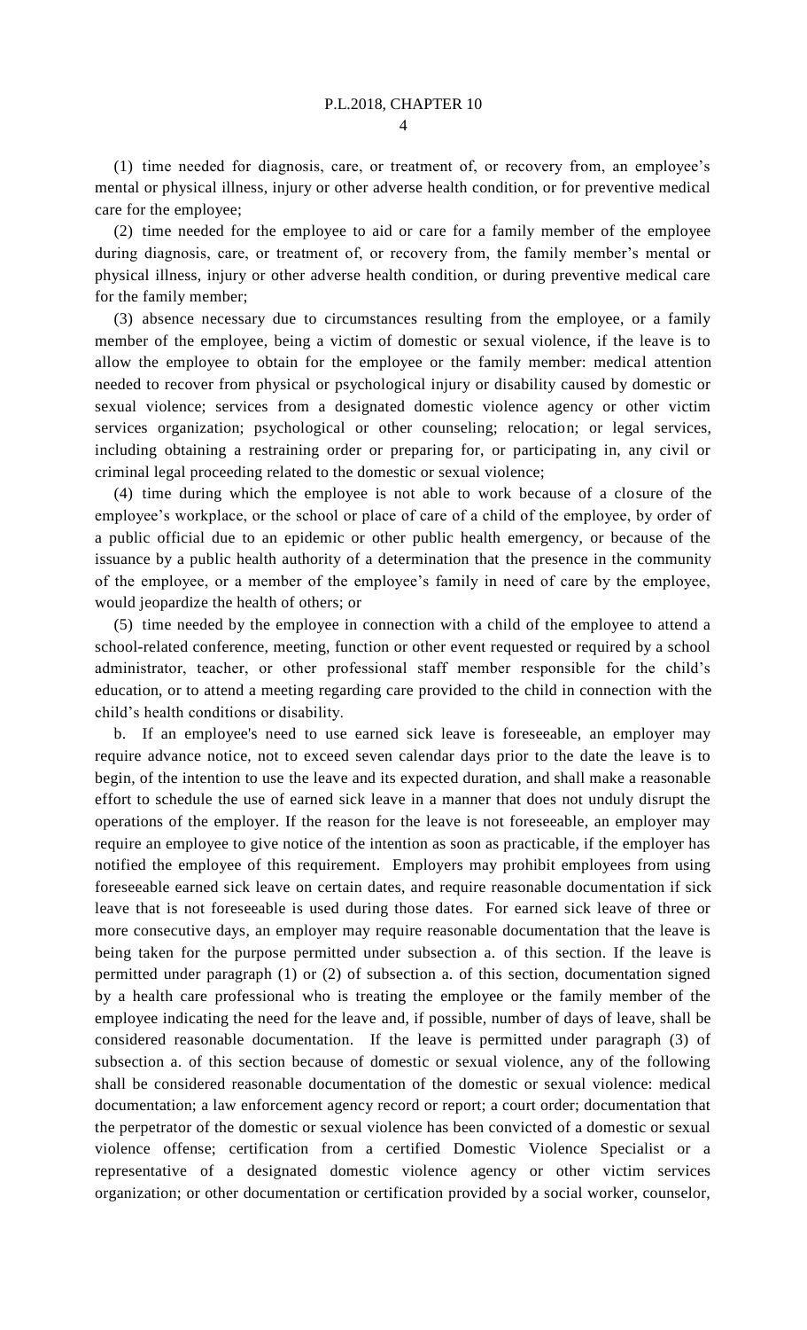(1) time needed for diagnosis, care, or treatment of, or recovery from, an employee's mental or physical illness, injury or other adverse health condition, or for preventive medical care for the employee;

(2) time needed for the employee to aid or care for a family member of the employee during diagnosis, care, or treatment of, or recovery from, the family member's mental or physical illness, injury or other adverse health condition, or during preventive medical care for the family member;

(3) absence necessary due to circumstances resulting from the employee, or a family member of the employee, being a victim of domestic or sexual violence, if the leave is to allow the employee to obtain for the employee or the family member: medical attention needed to recover from physical or psychological injury or disability caused by domestic or sexual violence; services from a designated domestic violence agency or other victim services organization; psychological or other counseling; relocation; or legal services, including obtaining a restraining order or preparing for, or participating in, any civil or criminal legal proceeding related to the domestic or sexual violence;

(4) time during which the employee is not able to work because of a closure of the employee's workplace, or the school or place of care of a child of the employee, by order of a public official due to an epidemic or other public health emergency, or because of the issuance by a public health authority of a determination that the presence in the community of the employee, or a member of the employee's family in need of care by the employee, would jeopardize the health of others; or

(5) time needed by the employee in connection with a child of the employee to attend a school-related conference, meeting, function or other event requested or required by a school administrator, teacher, or other professional staff member responsible for the child's education, or to attend a meeting regarding care provided to the child in connection with the child's health conditions or disability.

b. If an employee's need to use earned sick leave is foreseeable, an employer may require advance notice, not to exceed seven calendar days prior to the date the leave is to begin, of the intention to use the leave and its expected duration, and shall make a reasonable effort to schedule the use of earned sick leave in a manner that does not unduly disrupt the operations of the employer. If the reason for the leave is not foreseeable, an employer may require an employee to give notice of the intention as soon as practicable, if the employer has notified the employee of this requirement. Employers may prohibit employees from using foreseeable earned sick leave on certain dates, and require reasonable documentation if sick leave that is not foreseeable is used during those dates. For earned sick leave of three or more consecutive days, an employer may require reasonable documentation that the leave is being taken for the purpose permitted under subsection a. of this section. If the leave is permitted under paragraph (1) or (2) of subsection a. of this section, documentation signed by a health care professional who is treating the employee or the family member of the employee indicating the need for the leave and, if possible, number of days of leave, shall be considered reasonable documentation. If the leave is permitted under paragraph (3) of subsection a. of this section because of domestic or sexual violence, any of the following shall be considered reasonable documentation of the domestic or sexual violence: medical documentation; a law enforcement agency record or report; a court order; documentation that the perpetrator of the domestic or sexual violence has been convicted of a domestic or sexual violence offense; certification from a certified Domestic Violence Specialist or a representative of a designated domestic violence agency or other victim services organization; or other documentation or certification provided by a social worker, counselor,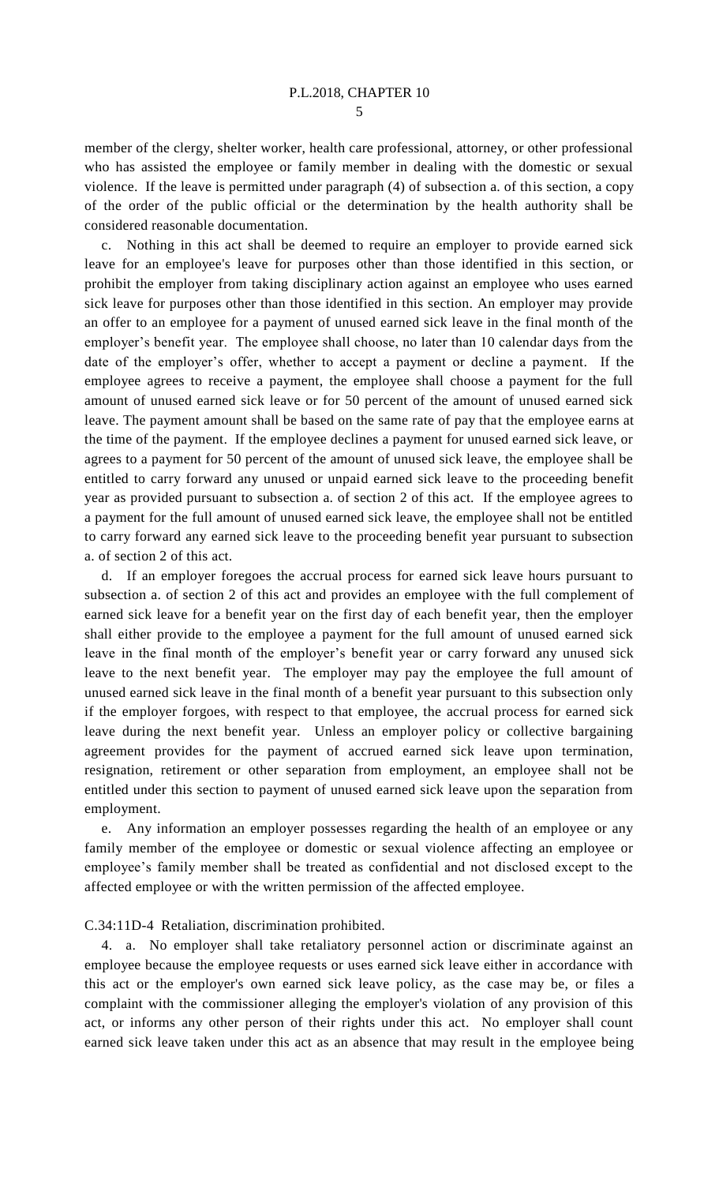member of the clergy, shelter worker, health care professional, attorney, or other professional who has assisted the employee or family member in dealing with the domestic or sexual violence. If the leave is permitted under paragraph (4) of subsection a. of this section, a copy of the order of the public official or the determination by the health authority shall be considered reasonable documentation.

c. Nothing in this act shall be deemed to require an employer to provide earned sick leave for an employee's leave for purposes other than those identified in this section, or prohibit the employer from taking disciplinary action against an employee who uses earned sick leave for purposes other than those identified in this section. An employer may provide an offer to an employee for a payment of unused earned sick leave in the final month of the employer's benefit year. The employee shall choose, no later than 10 calendar days from the date of the employer's offer, whether to accept a payment or decline a payment. If the employee agrees to receive a payment, the employee shall choose a payment for the full amount of unused earned sick leave or for 50 percent of the amount of unused earned sick leave. The payment amount shall be based on the same rate of pay that the employee earns at the time of the payment. If the employee declines a payment for unused earned sick leave, or agrees to a payment for 50 percent of the amount of unused sick leave, the employee shall be entitled to carry forward any unused or unpaid earned sick leave to the proceeding benefit year as provided pursuant to subsection a. of section 2 of this act. If the employee agrees to a payment for the full amount of unused earned sick leave, the employee shall not be entitled to carry forward any earned sick leave to the proceeding benefit year pursuant to subsection a. of section 2 of this act.

d. If an employer foregoes the accrual process for earned sick leave hours pursuant to subsection a. of section 2 of this act and provides an employee with the full complement of earned sick leave for a benefit year on the first day of each benefit year, then the employer shall either provide to the employee a payment for the full amount of unused earned sick leave in the final month of the employer's benefit year or carry forward any unused sick leave to the next benefit year. The employer may pay the employee the full amount of unused earned sick leave in the final month of a benefit year pursuant to this subsection only if the employer forgoes, with respect to that employee, the accrual process for earned sick leave during the next benefit year. Unless an employer policy or collective bargaining agreement provides for the payment of accrued earned sick leave upon termination, resignation, retirement or other separation from employment, an employee shall not be entitled under this section to payment of unused earned sick leave upon the separation from employment.

e. Any information an employer possesses regarding the health of an employee or any family member of the employee or domestic or sexual violence affecting an employee or employee's family member shall be treated as confidential and not disclosed except to the affected employee or with the written permission of the affected employee.

C.34:11D-4 Retaliation, discrimination prohibited.

4. a. No employer shall take retaliatory personnel action or discriminate against an employee because the employee requests or uses earned sick leave either in accordance with this act or the employer's own earned sick leave policy, as the case may be, or files a complaint with the commissioner alleging the employer's violation of any provision of this act, or informs any other person of their rights under this act. No employer shall count earned sick leave taken under this act as an absence that may result in the employee being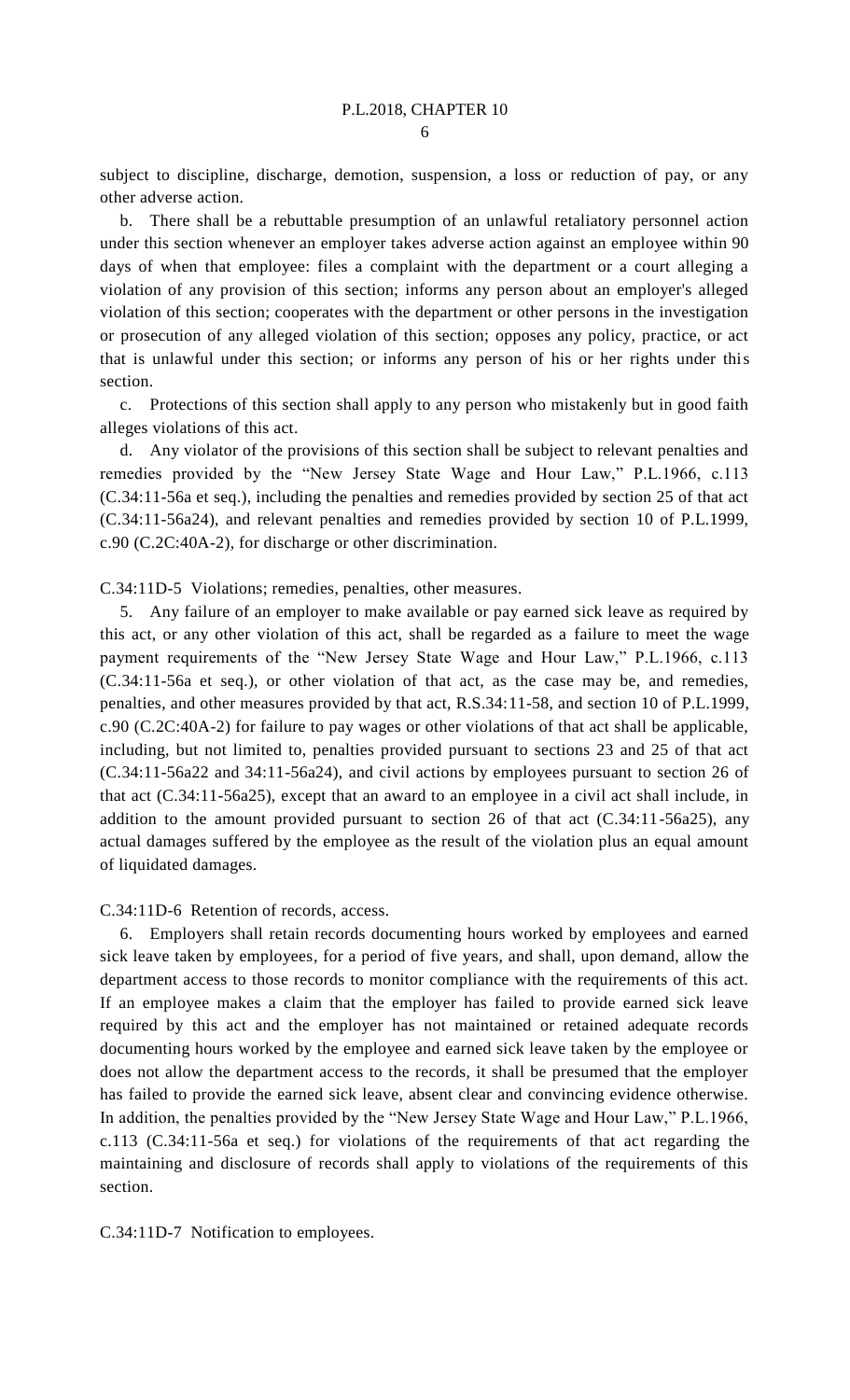subject to discipline, discharge, demotion, suspension, a loss or reduction of pay, or any other adverse action.

b. There shall be a rebuttable presumption of an unlawful retaliatory personnel action under this section whenever an employer takes adverse action against an employee within 90 days of when that employee: files a complaint with the department or a court alleging a violation of any provision of this section; informs any person about an employer's alleged violation of this section; cooperates with the department or other persons in the investigation or prosecution of any alleged violation of this section; opposes any policy, practice, or act that is unlawful under this section; or informs any person of his or her rights under this section.

c. Protections of this section shall apply to any person who mistakenly but in good faith alleges violations of this act.

d. Any violator of the provisions of this section shall be subject to relevant penalties and remedies provided by the "New Jersey State Wage and Hour Law," P.L.1966, c.113 (C.34:11-56a et seq.), including the penalties and remedies provided by section 25 of that act (C.34:11-56a24), and relevant penalties and remedies provided by section 10 of P.L.1999, c.90 (C.2C:40A-2), for discharge or other discrimination.

C.34:11D-5 Violations; remedies, penalties, other measures.

5. Any failure of an employer to make available or pay earned sick leave as required by this act, or any other violation of this act, shall be regarded as a failure to meet the wage payment requirements of the "New Jersey State Wage and Hour Law," P.L.1966, c.113 (C.34:11-56a et seq.), or other violation of that act, as the case may be, and remedies, penalties, and other measures provided by that act, R.S.34:11-58, and section 10 of P.L.1999, c.90 (C.2C:40A-2) for failure to pay wages or other violations of that act shall be applicable, including, but not limited to, penalties provided pursuant to sections 23 and 25 of that act (C.34:11-56a22 and 34:11-56a24), and civil actions by employees pursuant to section 26 of that act (C.34:11-56a25), except that an award to an employee in a civil act shall include, in addition to the amount provided pursuant to section 26 of that act (C.34:11-56a25), any actual damages suffered by the employee as the result of the violation plus an equal amount of liquidated damages.

C.34:11D-6 Retention of records, access.

6. Employers shall retain records documenting hours worked by employees and earned sick leave taken by employees, for a period of five years, and shall, upon demand, allow the department access to those records to monitor compliance with the requirements of this act. If an employee makes a claim that the employer has failed to provide earned sick leave required by this act and the employer has not maintained or retained adequate records documenting hours worked by the employee and earned sick leave taken by the employee or does not allow the department access to the records, it shall be presumed that the employer has failed to provide the earned sick leave, absent clear and convincing evidence otherwise. In addition, the penalties provided by the "New Jersey State Wage and Hour Law," P.L.1966, c.113 (C.34:11-56a et seq.) for violations of the requirements of that act regarding the maintaining and disclosure of records shall apply to violations of the requirements of this section.

C.34:11D-7 Notification to employees.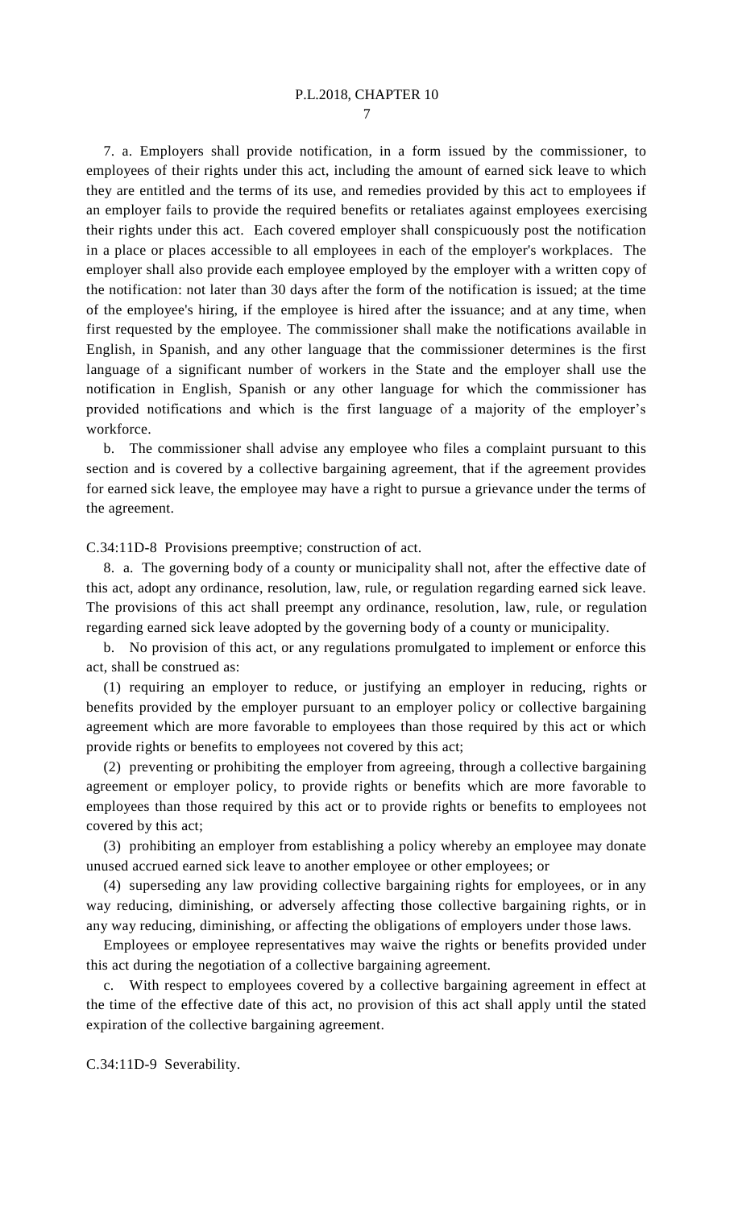7. a. Employers shall provide notification, in a form issued by the commissioner, to employees of their rights under this act, including the amount of earned sick leave to which they are entitled and the terms of its use, and remedies provided by this act to employees if an employer fails to provide the required benefits or retaliates against employees exercising their rights under this act. Each covered employer shall conspicuously post the notification in a place or places accessible to all employees in each of the employer's workplaces. The employer shall also provide each employee employed by the employer with a written copy of the notification: not later than 30 days after the form of the notification is issued; at the time of the employee's hiring, if the employee is hired after the issuance; and at any time, when first requested by the employee. The commissioner shall make the notifications available in English, in Spanish, and any other language that the commissioner determines is the first language of a significant number of workers in the State and the employer shall use the notification in English, Spanish or any other language for which the commissioner has provided notifications and which is the first language of a majority of the employer's workforce.

b. The commissioner shall advise any employee who files a complaint pursuant to this section and is covered by a collective bargaining agreement, that if the agreement provides for earned sick leave, the employee may have a right to pursue a grievance under the terms of the agreement.

C.34:11D-8 Provisions preemptive; construction of act.

8. a. The governing body of a county or municipality shall not, after the effective date of this act, adopt any ordinance, resolution, law, rule, or regulation regarding earned sick leave. The provisions of this act shall preempt any ordinance, resolution, law, rule, or regulation regarding earned sick leave adopted by the governing body of a county or municipality.

b. No provision of this act, or any regulations promulgated to implement or enforce this act, shall be construed as:

(1) requiring an employer to reduce, or justifying an employer in reducing, rights or benefits provided by the employer pursuant to an employer policy or collective bargaining agreement which are more favorable to employees than those required by this act or which provide rights or benefits to employees not covered by this act;

(2) preventing or prohibiting the employer from agreeing, through a collective bargaining agreement or employer policy, to provide rights or benefits which are more favorable to employees than those required by this act or to provide rights or benefits to employees not covered by this act;

(3) prohibiting an employer from establishing a policy whereby an employee may donate unused accrued earned sick leave to another employee or other employees; or

(4) superseding any law providing collective bargaining rights for employees, or in any way reducing, diminishing, or adversely affecting those collective bargaining rights, or in any way reducing, diminishing, or affecting the obligations of employers under those laws.

Employees or employee representatives may waive the rights or benefits provided under this act during the negotiation of a collective bargaining agreement.

c. With respect to employees covered by a collective bargaining agreement in effect at the time of the effective date of this act, no provision of this act shall apply until the stated expiration of the collective bargaining agreement.

C.34:11D-9 Severability.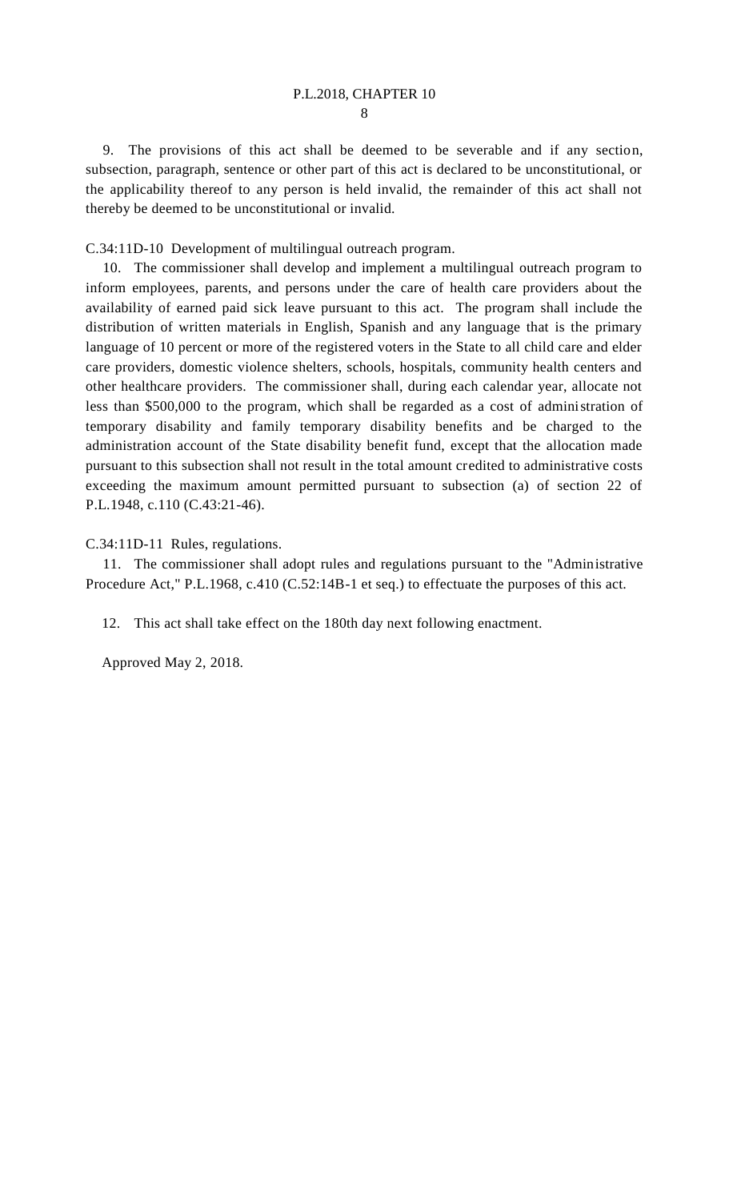9. The provisions of this act shall be deemed to be severable and if any section, subsection, paragraph, sentence or other part of this act is declared to be unconstitutional, or the applicability thereof to any person is held invalid, the remainder of this act shall not thereby be deemed to be unconstitutional or invalid.

C.34:11D-10 Development of multilingual outreach program.

10. The commissioner shall develop and implement a multilingual outreach program to inform employees, parents, and persons under the care of health care providers about the availability of earned paid sick leave pursuant to this act. The program shall include the distribution of written materials in English, Spanish and any language that is the primary language of 10 percent or more of the registered voters in the State to all child care and elder care providers, domestic violence shelters, schools, hospitals, community health centers and other healthcare providers. The commissioner shall, during each calendar year, allocate not less than $500,000 to the program, which shall be regarded as a cost of administration of temporary disability and family temporary disability benefits and be charged to the administration account of the State disability benefit fund, except that the allocation made pursuant to this subsection shall not result in the total amount credited to administrative costs exceeding the maximum amount permitted pursuant to subsection (a) of section 22 of P.L.1948, c.110 (C.43:21-46).

C.34:11D-11 Rules, regulations.

11. The commissioner shall adopt rules and regulations pursuant to the "Administrative Procedure Act," P.L.1968, c.410 (C.52:14B-1 et seq.) to effectuate the purposes of this act.

12. This act shall take effect on the 180th day next following enactment.

Approved May 2, 2018.